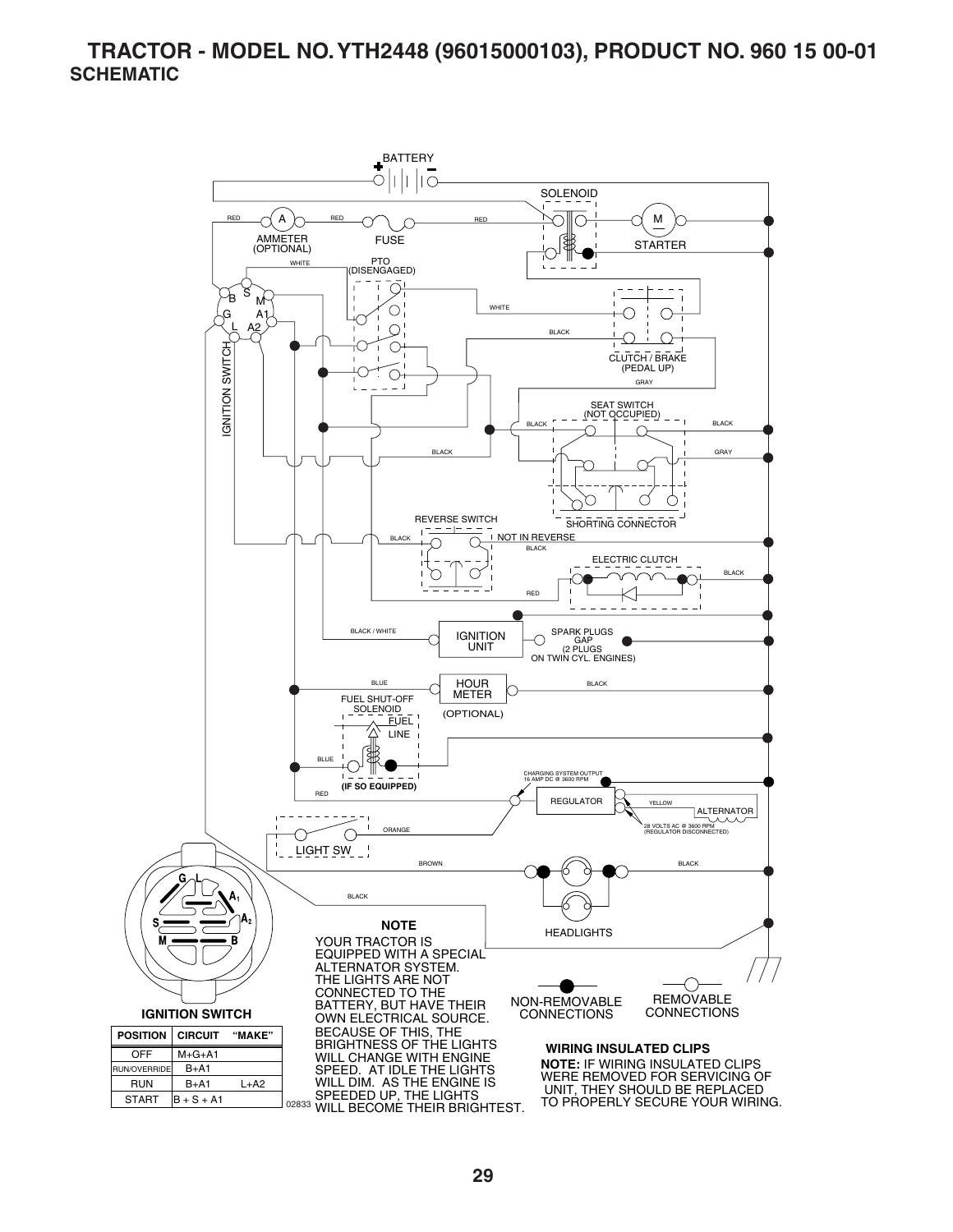# TRACTOR - MODEL NO. YTH2448 (96015000103), PRODUCT NO. 960 15 00-01

## SCHEMATIC

BATTERY

SOLENOID

RED

A

RED

RED

M

AMMETER (OPTIONAL)

FUSE

STARTER

WHITE

PTO (DISENGAGED)

B S M

G A1

L A2

WHITE

BLACK

CLUTCH / BRAKE (PEDAL UP)

GRAY

IGNITION SWITCH

SEAT SWITCH (NOT OCCUPIED)

BLACK

BLACK

BLACK

GRAY

SHORTING CONNECTOR

REVERSE SWITCH

BLACK

NOT IN REVERSE

BLACK

ELECTRIC CLUTCH

BLACK

RED

BLACK / WHITE

IGNITION UNIT

SPARK PLUGS GAP (2 PLUGS ON TWIN CYL. ENGINES)

BLUE

HOUR METER

BLACK

FUEL SHUT-OFF SOLENOID

FUEL LINE

(OPTIONAL)

BLUE

(IF SO EQUIPPED)

CHARGING SYSTEM OUTPUT 16 AMP DC @ 3600 RPM

RED

REGULATOR

YELLOW

ALTERNATOR

28 VOLTS AC @ 3600 RPM (REGULATOR DISCONNECTED)

ORANGE

LIGHT SW

BROWN

BLACK

BLACK

HEADLIGHTS

G L A1 A2 S M B

**IGNITION SWITCH**

| POSITION | CIRCUIT | "MAKE" |
|---|---|---|
| OFF | M+G+A1 | |
| RUN/OVERRIDE | B+A1 | |
| RUN | B+A1 | L+A2 |
| START | B + S + A1 | |

02833

**NOTE**

YOUR TRACTOR IS EQUIPPED WITH A SPECIAL ALTERNATOR SYSTEM. THE LIGHTS ARE NOT CONNECTED TO THE BATTERY, BUT HAVE THEIR OWN ELECTRICAL SOURCE. BECAUSE OF THIS, THE BRIGHTNESS OF THE LIGHTS WILL CHANGE WITH ENGINE SPEED. AT IDLE THE LIGHTS WILL DIM. AS THE ENGINE IS SPEEDED UP, THE LIGHTS WILL BECOME THEIR BRIGHTEST.

NON-REMOVABLE CONNECTIONS

REMOVABLE CONNECTIONS

**WIRING INSULATED CLIPS**

**NOTE:** IF WIRING INSULATED CLIPS WERE REMOVED FOR SERVICING OF UNIT, THEY SHOULD BE REPLACED TO PROPERLY SECURE YOUR WIRING.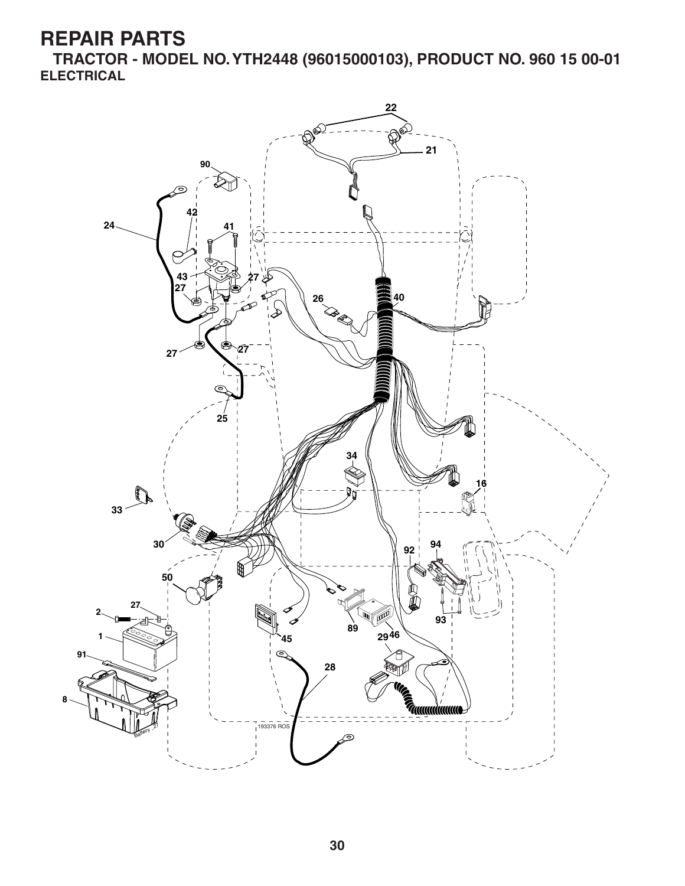# REPAIR PARTS

**TRACTOR - MODEL NO. YTH2448 (96015000103), PRODUCT NO. 960 15 00-01**

**ELECTRICAL**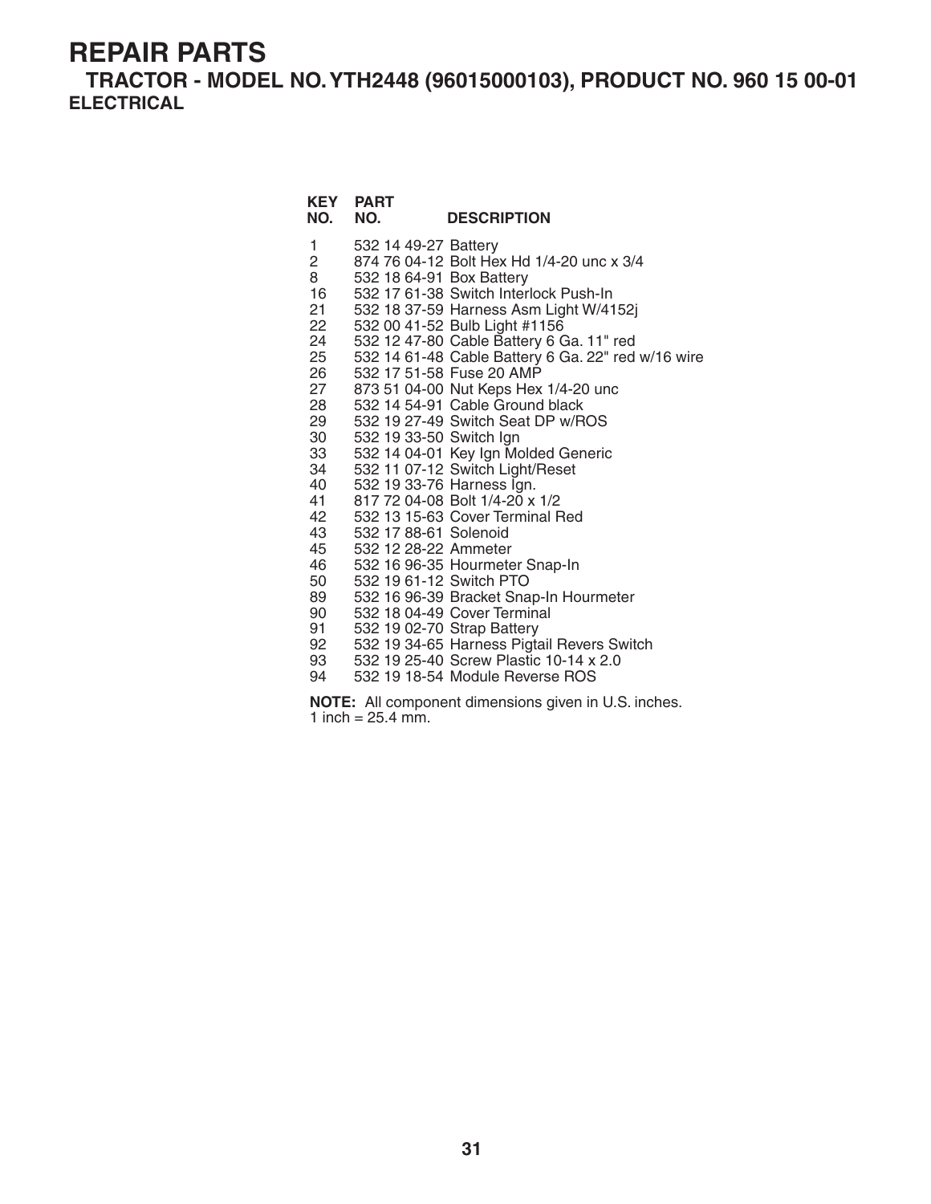# REPAIR PARTS

## TRACTOR - MODEL NO. YTH2448 (96015000103), PRODUCT NO. 960 15 00-01

### ELECTRICAL

| KEY NO. | PART NO. | DESCRIPTION |
|---|---|---|
| 1 | 532 14 49-27 | Battery |
| 2 | 874 76 04-12 | Bolt Hex Hd 1/4-20 unc x 3/4 |
| 8 | 532 18 64-91 | Box Battery |
| 16 | 532 17 61-38 | Switch Interlock Push-In |
| 21 | 532 18 37-59 | Harness Asm Light W/4152j |
| 22 | 532 00 41-52 | Bulb Light #1156 |
| 24 | 532 12 47-80 | Cable Battery 6 Ga. 11" red |
| 25 | 532 14 61-48 | Cable Battery 6 Ga. 22" red w/16 wire |
| 26 | 532 17 51-58 | Fuse 20 AMP |
| 27 | 873 51 04-00 | Nut Keps Hex 1/4-20 unc |
| 28 | 532 14 54-91 | Cable Ground black |
| 29 | 532 19 27-49 | Switch Seat DP w/ROS |
| 30 | 532 19 33-50 | Switch Ign |
| 33 | 532 14 04-01 | Key Ign Molded Generic |
| 34 | 532 11 07-12 | Switch Light/Reset |
| 40 | 532 19 33-76 | Harness Ign. |
| 41 | 817 72 04-08 | Bolt 1/4-20 x 1/2 |
| 42 | 532 13 15-63 | Cover Terminal Red |
| 43 | 532 17 88-61 | Solenoid |
| 45 | 532 12 28-22 | Ammeter |
| 46 | 532 16 96-35 | Hourmeter Snap-In |
| 50 | 532 19 61-12 | Switch PTO |
| 89 | 532 16 96-39 | Bracket Snap-In Hourmeter |
| 90 | 532 18 04-49 | Cover Terminal |
| 91 | 532 19 02-70 | Strap Battery |
| 92 | 532 19 34-65 | Harness Pigtail Revers Switch |
| 93 | 532 19 25-40 | Screw Plastic 10-14 x 2.0 |
| 94 | 532 19 18-54 | Module Reverse ROS |

**NOTE:** All component dimensions given in U.S. inches.
1 inch = 25.4 mm.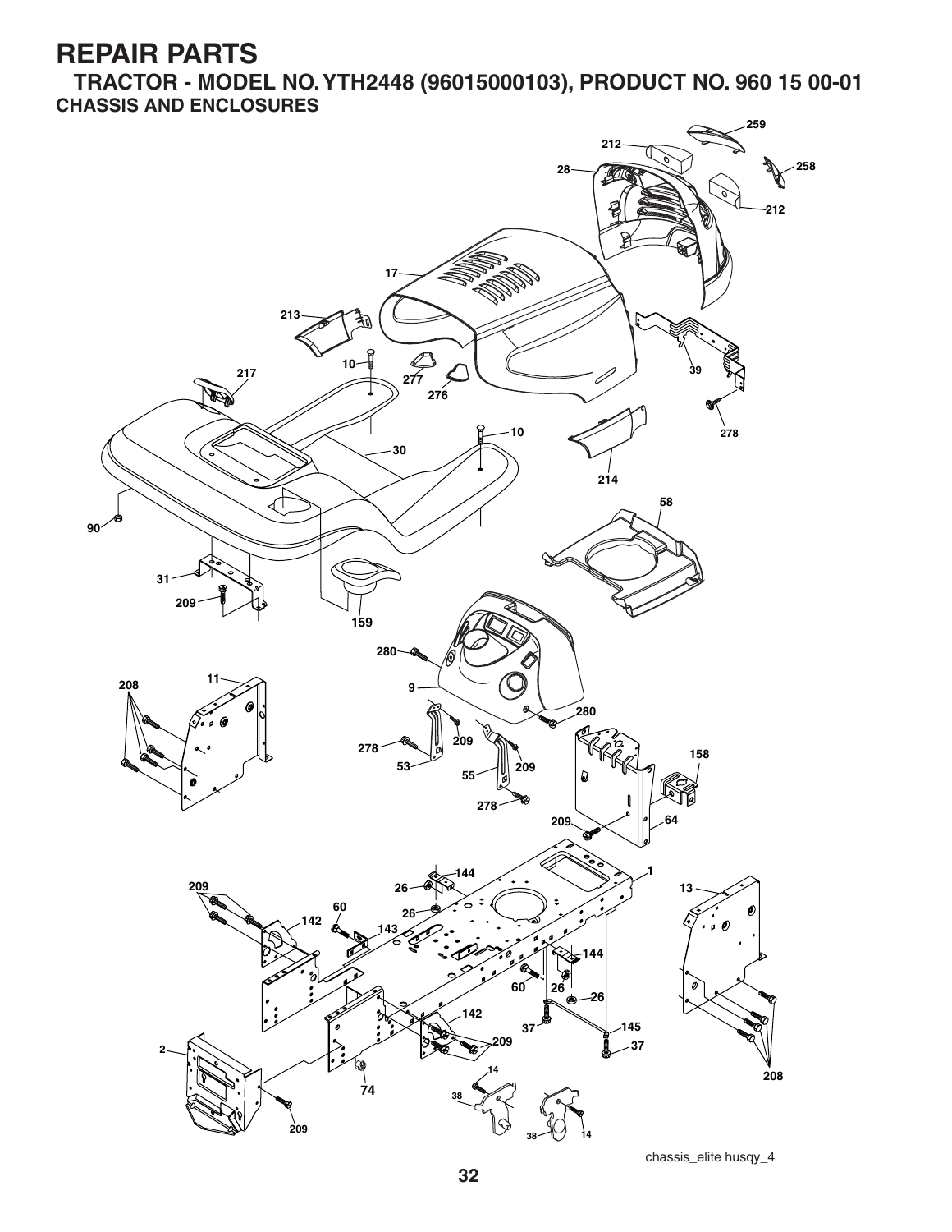# REPAIR PARTS

## TRACTOR - MODEL NO. YTH2448 (96015000103), PRODUCT NO. 960 15 00-01

### CHASSIS AND ENCLOSURES

chassis_elite husqy_4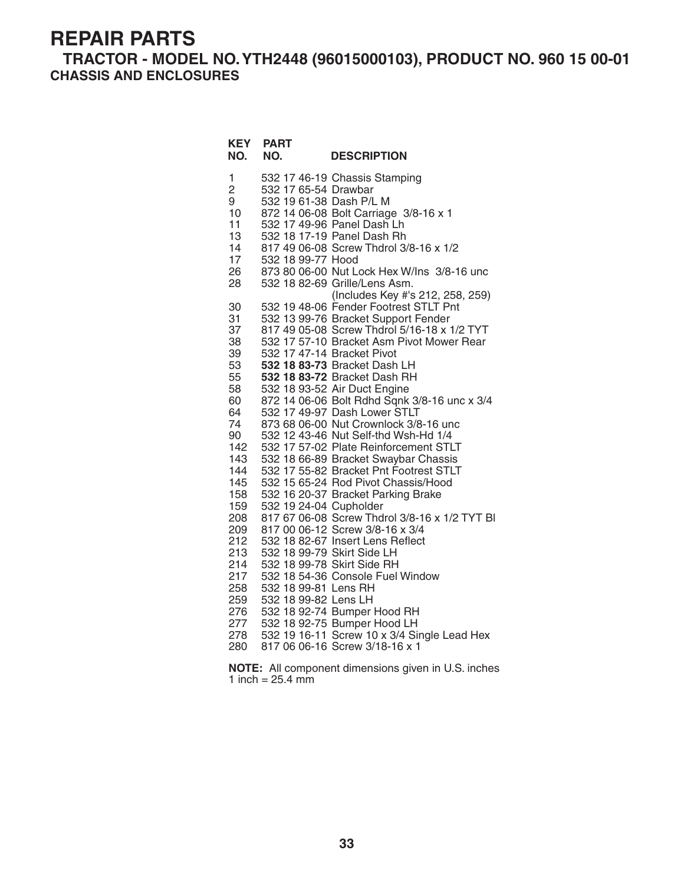# REPAIR PARTS

## TRACTOR - MODEL NO. YTH2448 (96015000103), PRODUCT NO. 960 15 00-01

### CHASSIS AND ENCLOSURES

| KEY NO. | PART NO. | DESCRIPTION |
|---|---|---|
| 1 | 532 17 46-19 | Chassis Stamping |
| 2 | 532 17 65-54 | Drawbar |
| 9 | 532 19 61-38 | Dash P/L M |
| 10 | 872 14 06-08 | Bolt Carriage 3/8-16 x 1 |
| 11 | 532 17 49-96 | Panel Dash Lh |
| 13 | 532 18 17-19 | Panel Dash Rh |
| 14 | 817 49 06-08 | Screw Thdrol 3/8-16 x 1/2 |
| 17 | 532 18 99-77 | Hood |
| 26 | 873 80 06-00 | Nut Lock Hex W/Ins 3/8-16 unc |
| 28 | 532 18 82-69 | Grille/Lens Asm. (Includes Key #'s 212, 258, 259) |
| 30 | 532 19 48-06 | Fender Footrest STLT Pnt |
| 31 | 532 13 99-76 | Bracket Support Fender |
| 37 | 817 49 05-08 | Screw Thdrol 5/16-18 x 1/2 TYT |
| 38 | 532 17 57-10 | Bracket Asm Pivot Mower Rear |
| 39 | 532 17 47-14 | Bracket Pivot |
| 53 | **532 18 83-73** | Bracket Dash LH |
| 55 | **532 18 83-72** | Bracket Dash RH |
| 58 | 532 18 93-52 | Air Duct Engine |
| 60 | 872 14 06-06 | Bolt Rdhd Sqnk 3/8-16 unc x 3/4 |
| 64 | 532 17 49-97 | Dash Lower STLT |
| 74 | 873 68 06-00 | Nut Crownlock 3/8-16 unc |
| 90 | 532 12 43-46 | Nut Self-thd Wsh-Hd 1/4 |
| 142 | 532 17 57-02 | Plate Reinforcement STLT |
| 143 | 532 18 66-89 | Bracket Swaybar Chassis |
| 144 | 532 17 55-82 | Bracket Pnt Footrest STLT |
| 145 | 532 15 65-24 | Rod Pivot Chassis/Hood |
| 158 | 532 16 20-37 | Bracket Parking Brake |
| 159 | 532 19 24-04 | Cupholder |
| 208 | 817 67 06-08 | Screw Thdrol 3/8-16 x 1/2 TYT Bl |
| 209 | 817 00 06-12 | Screw 3/8-16 x 3/4 |
| 212 | 532 18 82-67 | Insert Lens Reflect |
| 213 | 532 18 99-79 | Skirt Side LH |
| 214 | 532 18 99-78 | Skirt Side RH |
| 217 | 532 18 54-36 | Console Fuel Window |
| 258 | 532 18 99-81 | Lens RH |
| 259 | 532 18 99-82 | Lens LH |
| 276 | 532 18 92-74 | Bumper Hood RH |
| 277 | 532 18 92-75 | Bumper Hood LH |
| 278 | 532 19 16-11 | Screw 10 x 3/4 Single Lead Hex |
| 280 | 817 06 06-16 | Screw 3/18-16 x 1 |

**NOTE:** All component dimensions given in U.S. inches
1 inch = 25.4 mm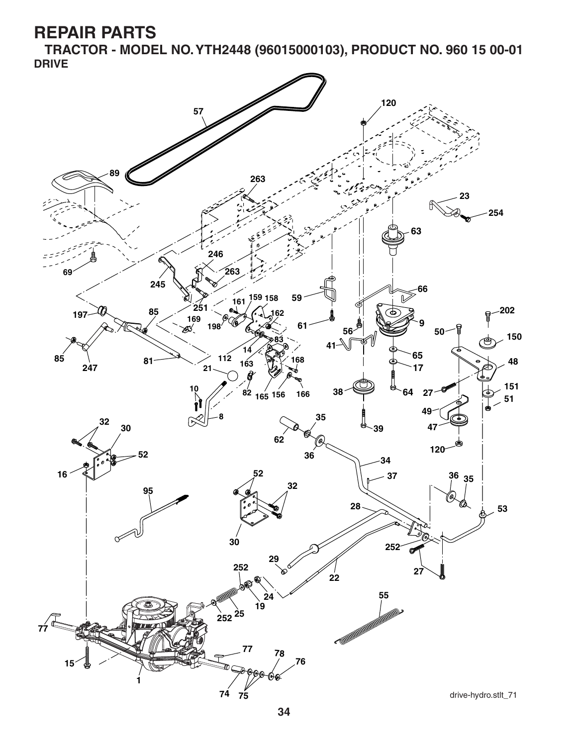# REPAIR PARTS

## TRACTOR - MODEL NO. YTH2448 (96015000103), PRODUCT NO. 960 15 00-01

### DRIVE

drive-hydro.stlt_71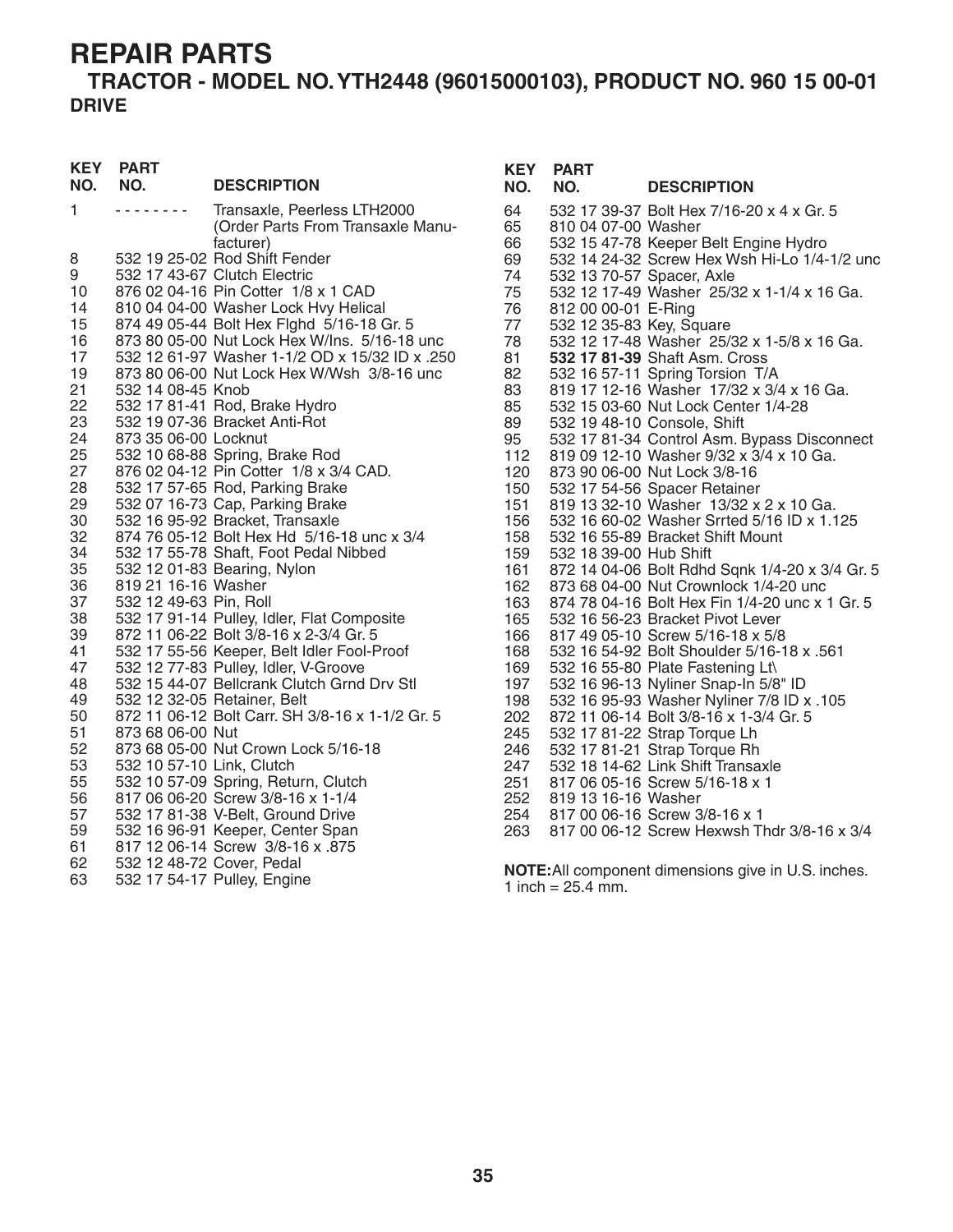# REPAIR PARTS

## TRACTOR - MODEL NO. YTH2448 (96015000103), PRODUCT NO. 960 15 00-01

### DRIVE

| KEY NO. | PART NO. | DESCRIPTION |
|---|---|---|
| 1 | - - - - - - - - | Transaxle, Peerless LTH2000 (Order Parts From Transaxle Manufacturer) |
| 8 | 532 19 25-02 | Rod Shift Fender |
| 9 | 532 17 43-67 | Clutch Electric |
| 10 | 876 02 04-16 | Pin Cotter 1/8 x 1 CAD |
| 14 | 810 04 04-00 | Washer Lock Hvy Helical |
| 15 | 874 49 05-44 | Bolt Hex Flghd 5/16-18 Gr. 5 |
| 16 | 873 80 05-00 | Nut Lock Hex W/Ins. 5/16-18 unc |
| 17 | 532 12 61-97 | Washer 1-1/2 OD x 15/32 ID x .250 |
| 19 | 873 80 06-00 | Nut Lock Hex W/Wsh 3/8-16 unc |
| 21 | 532 14 08-45 | Knob |
| 22 | 532 17 81-41 | Rod, Brake Hydro |
| 23 | 532 19 07-36 | Bracket Anti-Rot |
| 24 | 873 35 06-00 | Locknut |
| 25 | 532 10 68-88 | Spring, Brake Rod |
| 27 | 876 02 04-12 | Pin Cotter 1/8 x 3/4 CAD. |
| 28 | 532 17 57-65 | Rod, Parking Brake |
| 29 | 532 07 16-73 | Cap, Parking Brake |
| 30 | 532 16 95-92 | Bracket, Transaxle |
| 32 | 874 76 05-12 | Bolt Hex Hd 5/16-18 unc x 3/4 |
| 34 | 532 17 55-78 | Shaft, Foot Pedal Nibbed |
| 35 | 532 12 01-83 | Bearing, Nylon |
| 36 | 819 21 16-16 | Washer |
| 37 | 532 12 49-63 | Pin, Roll |
| 38 | 532 17 91-14 | Pulley, Idler, Flat Composite |
| 39 | 872 11 06-22 | Bolt 3/8-16 x 2-3/4 Gr. 5 |
| 41 | 532 17 55-56 | Keeper, Belt Idler Fool-Proof |
| 47 | 532 12 77-83 | Pulley, Idler, V-Groove |
| 48 | 532 15 44-07 | Bellcrank Clutch Grnd Drv Stl |
| 49 | 532 12 32-05 | Retainer, Belt |
| 50 | 872 11 06-12 | Bolt Carr. SH 3/8-16 x 1-1/2 Gr. 5 |
| 51 | 873 68 06-00 | Nut |
| 52 | 873 68 05-00 | Nut Crown Lock 5/16-18 |
| 53 | 532 10 57-10 | Link, Clutch |
| 55 | 532 10 57-09 | Spring, Return, Clutch |
| 56 | 817 06 06-20 | Screw 3/8-16 x 1-1/4 |
| 57 | 532 17 81-38 | V-Belt, Ground Drive |
| 59 | 532 16 96-91 | Keeper, Center Span |
| 61 | 817 12 06-14 | Screw 3/8-16 x .875 |
| 62 | 532 12 48-72 | Cover, Pedal |
| 63 | 532 17 54-17 | Pulley, Engine |
| 64 | 532 17 39-37 | Bolt Hex 7/16-20 x 4 x Gr. 5 |
| 65 | 810 04 07-00 | Washer |
| 66 | 532 15 47-78 | Keeper Belt Engine Hydro |
| 69 | 532 14 24-32 | Screw Hex Wsh Hi-Lo 1/4-1/2 unc |
| 74 | 532 13 70-57 | Spacer, Axle |
| 75 | 532 12 17-49 | Washer 25/32 x 1-1/4 x 16 Ga. |
| 76 | 812 00 00-01 | E-Ring |
| 77 | 532 12 35-83 | Key, Square |
| 78 | 532 12 17-48 | Washer 25/32 x 1-5/8 x 16 Ga. |
| 81 | **532 17 81-39** | Shaft Asm. Cross |
| 82 | 532 16 57-11 | Spring Torsion T/A |
| 83 | 819 17 12-16 | Washer 17/32 x 3/4 x 16 Ga. |
| 85 | 532 15 03-60 | Nut Lock Center 1/4-28 |
| 89 | 532 19 48-10 | Console, Shift |
| 95 | 532 17 81-34 | Control Asm. Bypass Disconnect |
| 112 | 819 09 12-10 | Washer 9/32 x 3/4 x 10 Ga. |
| 120 | 873 90 06-00 | Nut Lock 3/8-16 |
| 150 | 532 17 54-56 | Spacer Retainer |
| 151 | 819 13 32-10 | Washer 13/32 x 2 x 10 Ga. |
| 156 | 532 16 60-02 | Washer Srrted 5/16 ID x 1.125 |
| 158 | 532 16 55-89 | Bracket Shift Mount |
| 159 | 532 18 39-00 | Hub Shift |
| 161 | 872 14 04-06 | Bolt Rdhd Sqnk 1/4-20 x 3/4 Gr. 5 |
| 162 | 873 68 04-00 | Nut Crownlock 1/4-20 unc |
| 163 | 874 78 04-16 | Bolt Hex Fin 1/4-20 unc x 1 Gr. 5 |
| 165 | 532 16 56-23 | Bracket Pivot Lever |
| 166 | 817 49 05-10 | Screw 5/16-18 x 5/8 |
| 168 | 532 16 54-92 | Bolt Shoulder 5/16-18 x .561 |
| 169 | 532 16 55-80 | Plate Fastening Lt\ |
| 197 | 532 16 96-13 | Nyliner Snap-In 5/8" ID |
| 198 | 532 16 95-93 | Washer Nyliner 7/8 ID x .105 |
| 202 | 872 11 06-14 | Bolt 3/8-16 x 1-3/4 Gr. 5 |
| 245 | 532 17 81-22 | Strap Torque Lh |
| 246 | 532 17 81-21 | Strap Torque Rh |
| 247 | 532 18 14-62 | Link Shift Transaxle |
| 251 | 817 06 05-16 | Screw 5/16-18 x 1 |
| 252 | 819 13 16-16 | Washer |
| 254 | 817 00 06-16 | Screw 3/8-16 x 1 |
| 263 | 817 00 06-12 | Screw Hexwsh Thdr 3/8-16 x 3/4 |

**NOTE:** All component dimensions give in U.S. inches. 1 inch = 25.4 mm.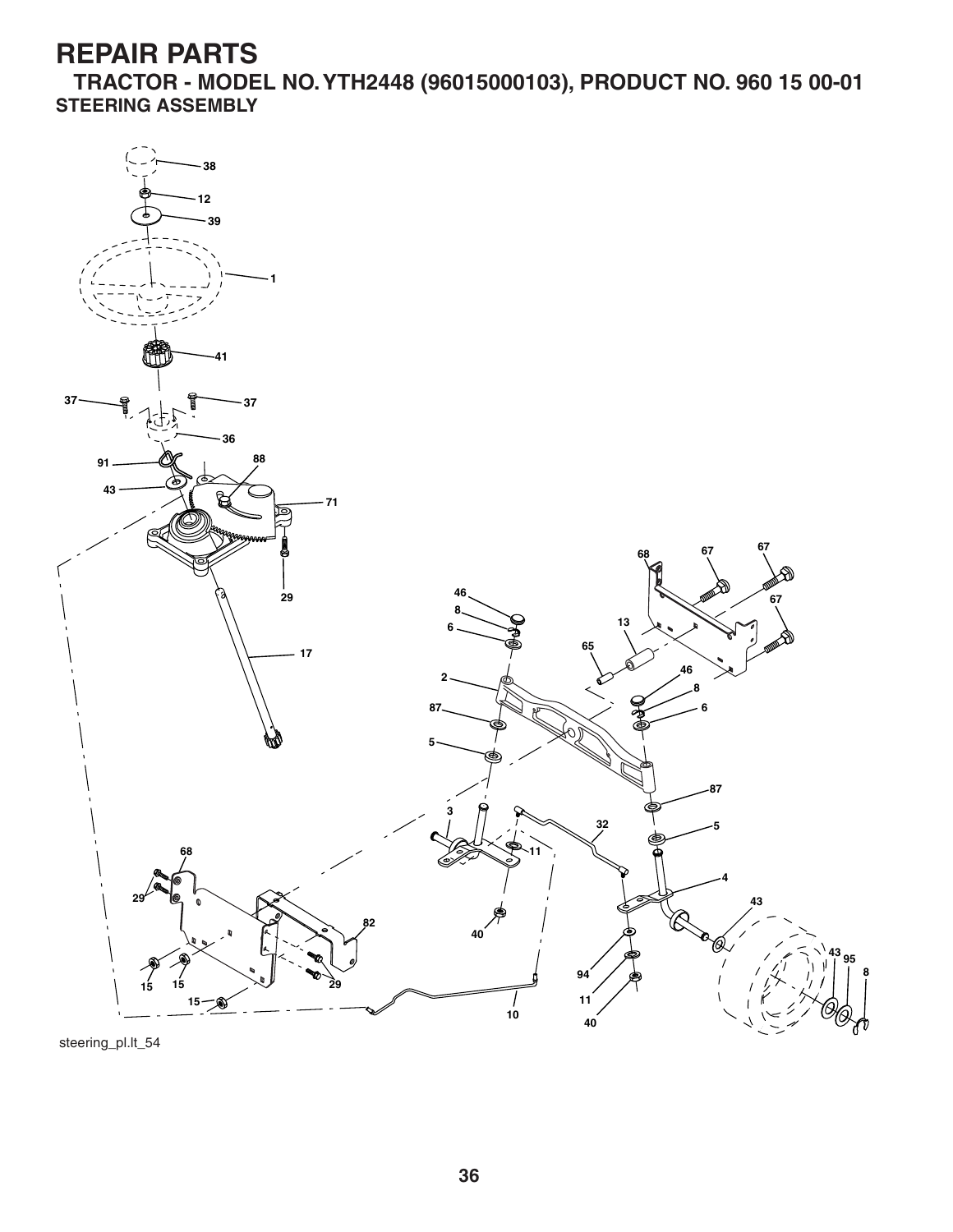# REPAIR PARTS

## TRACTOR - MODEL NO. YTH2448 (96015000103), PRODUCT NO. 960 15 00-01

### STEERING ASSEMBLY

steering_pl.lt_54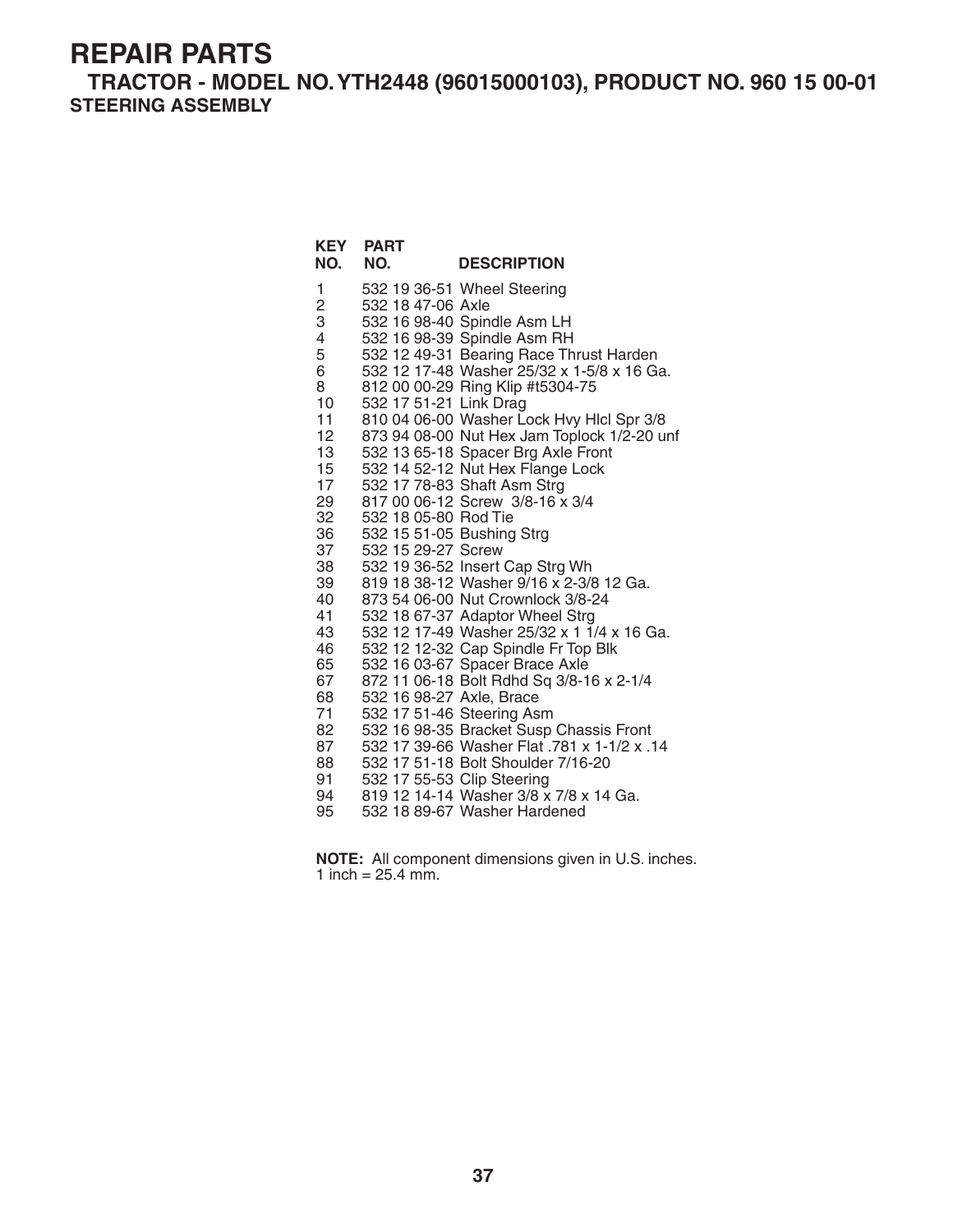# REPAIR PARTS

## TRACTOR - MODEL NO. YTH2448 (96015000103), PRODUCT NO. 960 15 00-01

### STEERING ASSEMBLY

| KEY NO. | PART NO. | DESCRIPTION |
|---|---|---|
| 1 | 532 19 36-51 | Wheel Steering |
| 2 | 532 18 47-06 | Axle |
| 3 | 532 16 98-40 | Spindle Asm LH |
| 4 | 532 16 98-39 | Spindle Asm RH |
| 5 | 532 12 49-31 | Bearing Race Thrust Harden |
| 6 | 532 12 17-48 | Washer 25/32 x 1-5/8 x 16 Ga. |
| 8 | 812 00 00-29 | Ring Klip #t5304-75 |
| 10 | 532 17 51-21 | Link Drag |
| 11 | 810 04 06-00 | Washer Lock Hvy Hlcl Spr 3/8 |
| 12 | 873 94 08-00 | Nut Hex Jam Toplock 1/2-20 unf |
| 13 | 532 13 65-18 | Spacer Brg Axle Front |
| 15 | 532 14 52-12 | Nut Hex Flange Lock |
| 17 | 532 17 78-83 | Shaft Asm Strg |
| 29 | 817 00 06-12 | Screw 3/8-16 x 3/4 |
| 32 | 532 18 05-80 | Rod Tie |
| 36 | 532 15 51-05 | Bushing Strg |
| 37 | 532 15 29-27 | Screw |
| 38 | 532 19 36-52 | Insert Cap Strg Wh |
| 39 | 819 18 38-12 | Washer 9/16 x 2-3/8 12 Ga. |
| 40 | 873 54 06-00 | Nut Crownlock 3/8-24 |
| 41 | 532 18 67-37 | Adaptor Wheel Strg |
| 43 | 532 12 17-49 | Washer 25/32 x 1 1/4 x 16 Ga. |
| 46 | 532 12 12-32 | Cap Spindle Fr Top Blk |
| 65 | 532 16 03-67 | Spacer Brace Axle |
| 67 | 872 11 06-18 | Bolt Rdhd Sq 3/8-16 x 2-1/4 |
| 68 | 532 16 98-27 | Axle, Brace |
| 71 | 532 17 51-46 | Steering Asm |
| 82 | 532 16 98-35 | Bracket Susp Chassis Front |
| 87 | 532 17 39-66 | Washer Flat .781 x 1-1/2 x .14 |
| 88 | 532 17 51-18 | Bolt Shoulder 7/16-20 |
| 91 | 532 17 55-53 | Clip Steering |
| 94 | 819 12 14-14 | Washer 3/8 x 7/8 x 14 Ga. |
| 95 | 532 18 89-67 | Washer Hardened |

**NOTE:** All component dimensions given in U.S. inches.
1 inch = 25.4 mm.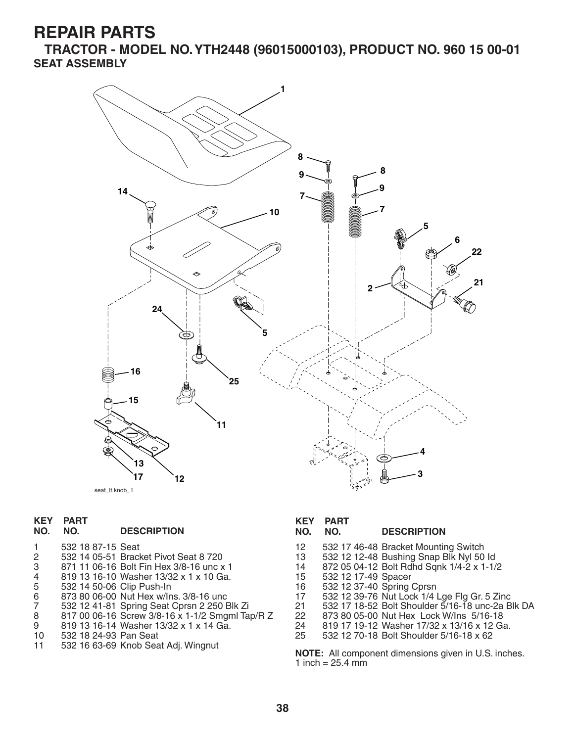# REPAIR PARTS

## TRACTOR - MODEL NO. YTH2448 (96015000103), PRODUCT NO. 960 15 00-01

### SEAT ASSEMBLY

seat_lt.knob_1

| KEY NO. | PART NO. | DESCRIPTION |
|---|---|---|
| 1 | 532 18 87-15 | Seat |
| 2 | 532 14 05-51 | Bracket Pivot Seat 8 720 |
| 3 | 871 11 06-16 | Bolt Fin Hex 3/8-16 unc x 1 |
| 4 | 819 13 16-10 | Washer 13/32 x 1 x 10 Ga. |
| 5 | 532 14 50-06 | Clip Push-In |
| 6 | 873 80 06-00 | Nut Hex w/Ins. 3/8-16 unc |
| 7 | 532 12 41-81 | Spring Seat Cprsn 2 250 Blk Zi |
| 8 | 817 00 06-16 | Screw 3/8-16 x 1-1/2 Smgml Tap/R Z |
| 9 | 819 13 16-14 | Washer 13/32 x 1 x 14 Ga. |
| 10 | 532 18 24-93 | Pan Seat |
| 11 | 532 16 63-69 | Knob Seat Adj. Wingnut |
| 12 | 532 17 46-48 | Bracket Mounting Switch |
| 13 | 532 12 12-48 | Bushing Snap Blk Nyl 50 Id |
| 14 | 872 05 04-12 | Bolt Rdhd Sqnk 1/4-2 x 1-1/2 |
| 15 | 532 12 17-49 | Spacer |
| 16 | 532 12 37-40 | Spring Cprsn |
| 17 | 532 12 39-76 | Nut Lock 1/4 Lge Flg Gr. 5 Zinc |
| 21 | 532 17 18-52 | Bolt Shoulder 5/16-18 unc-2a Blk DA |
| 22 | 873 80 05-00 | Nut Hex Lock W/Ins 5/16-18 |
| 24 | 819 17 19-12 | Washer 17/32 x 13/16 x 12 Ga. |
| 25 | 532 12 70-18 | Bolt Shoulder 5/16-18 x 62 |

**NOTE:** All component dimensions given in U.S. inches.
1 inch = 25.4 mm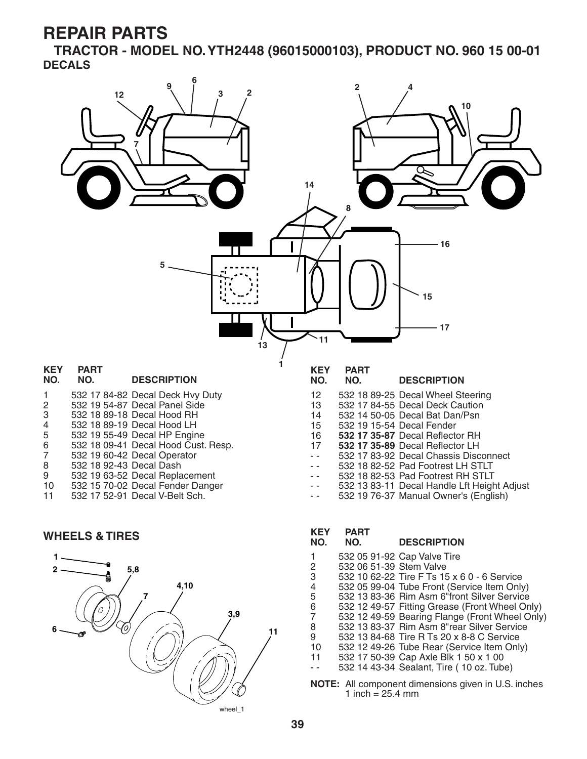# REPAIR PARTS

## TRACTOR - MODEL NO. YTH2448 (96015000103), PRODUCT NO. 960 15 00-01

### DECALS

| KEY NO. | PART NO. | DESCRIPTION |
|---|---|---|
| 1 | 532 17 84-82 | Decal Deck Hvy Duty |
| 2 | 532 19 54-87 | Decal Panel Side |
| 3 | 532 18 89-18 | Decal Hood RH |
| 4 | 532 18 89-19 | Decal Hood LH |
| 5 | 532 19 55-49 | Decal HP Engine |
| 6 | 532 18 09-41 | Decal Hood Cust. Resp. |
| 7 | 532 19 60-42 | Decal Operator |
| 8 | 532 18 92-43 | Decal Dash |
| 9 | 532 19 63-52 | Decal Replacement |
| 10 | 532 15 70-02 | Decal Fender Danger |
| 11 | 532 17 52-91 | Decal V-Belt Sch. |
| 12 | 532 18 89-25 | Decal Wheel Steering |
| 13 | 532 17 84-55 | Decal Deck Caution |
| 14 | 532 14 50-05 | Decal Bat Dan/Psn |
| 15 | 532 19 15-54 | Decal Fender |
| 16 | **532 17 35-87** | Decal Reflector RH |
| 17 | **532 17 35-89** | Decal Reflector LH |
| - - | 532 17 83-92 | Decal Chassis Disconnect |
| - - | 532 18 82-52 | Pad Footrest LH STLT |
| - - | 532 18 82-53 | Pad Footrest RH STLT |
| - - | 532 13 83-11 | Decal Handle Lft Height Adjust |
| - - | 532 19 76-37 | Manual Owner's (English) |

### WHEELS & TIRES

| KEY NO. | PART NO. | DESCRIPTION |
|---|---|---|
| 1 | 532 05 91-92 | Cap Valve Tire |
| 2 | 532 06 51-39 | Stem Valve |
| 3 | 532 10 62-22 | Tire F Ts 15 x 6 0 - 6 Service |
| 4 | 532 05 99-04 | Tube Front (Service Item Only) |
| 5 | 532 13 83-36 | Rim Asm 6"front Silver Service |
| 6 | 532 12 49-57 | Fitting Grease (Front Wheel Only) |
| 7 | 532 12 49-59 | Bearing Flange (Front Wheel Only) |
| 8 | 532 13 83-37 | Rim Asm 8"rear Silver Service |
| 9 | 532 13 84-68 | Tire R Ts 20 x 8-8 C Service |
| 10 | 532 12 49-26 | Tube Rear (Service Item Only) |
| 11 | 532 17 50-39 | Cap Axle Blk 1 50 x 1 00 |
| - - | 532 14 43-34 | Sealant, Tire ( 10 oz. Tube) |

**NOTE:** All component dimensions given in U.S. inches
1 inch = 25.4 mm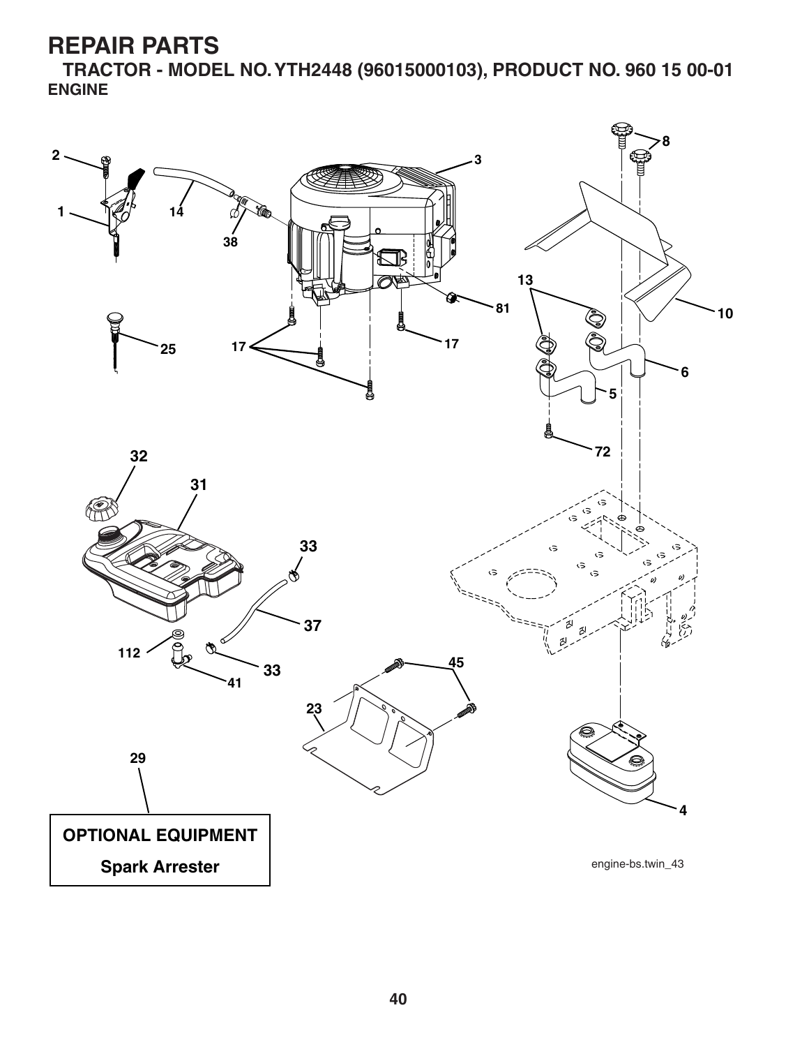# REPAIR PARTS

## TRACTOR - MODEL NO. YTH2448 (96015000103), PRODUCT NO. 960 15 00-01

### ENGINE

2
1
14
38
3
8
13
10
81
17
17
25
6
5
72
32
31
33
37
112
33
41
45
23
29
4

**OPTIONAL EQUIPMENT**

**Spark Arrester**

engine-bs.twin_43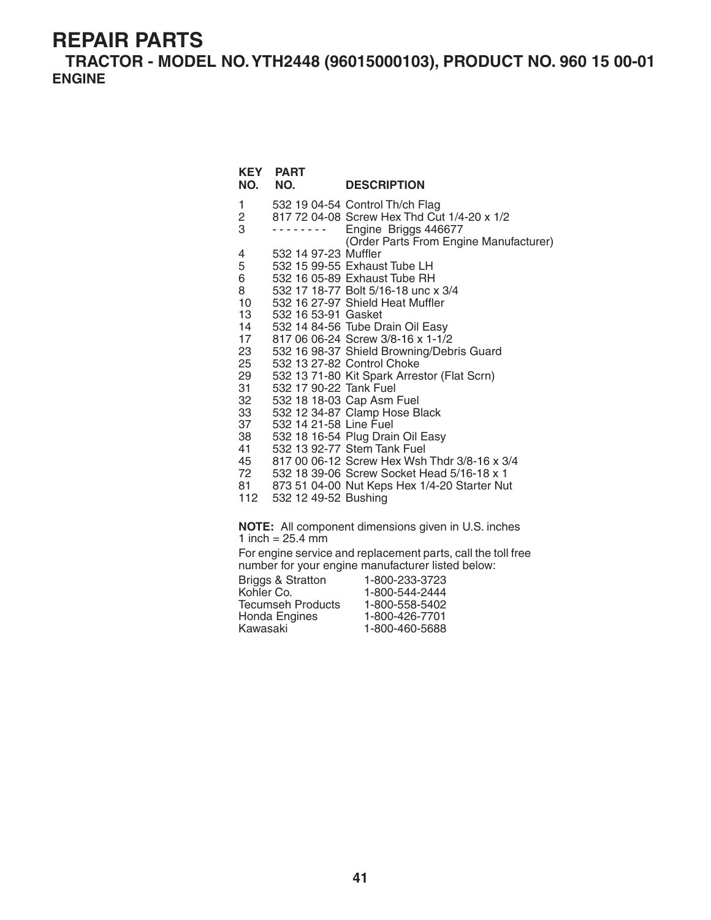# REPAIR PARTS

## TRACTOR - MODEL NO. YTH2448 (96015000103), PRODUCT NO. 960 15 00-01

### ENGINE

| KEY NO. | PART NO. | DESCRIPTION |
|---|---|---|
| 1 | 532 19 04-54 | Control Th/ch Flag |
| 2 | 817 72 04-08 | Screw Hex Thd Cut 1/4-20 x 1/2 |
| 3 | - - - - - - - - | Engine Briggs 446677 (Order Parts From Engine Manufacturer) |
| 4 | 532 14 97-23 | Muffler |
| 5 | 532 15 99-55 | Exhaust Tube LH |
| 6 | 532 16 05-89 | Exhaust Tube RH |
| 8 | 532 17 18-77 | Bolt 5/16-18 unc x 3/4 |
| 10 | 532 16 27-97 | Shield Heat Muffler |
| 13 | 532 16 53-91 | Gasket |
| 14 | 532 14 84-56 | Tube Drain Oil Easy |
| 17 | 817 06 06-24 | Screw 3/8-16 x 1-1/2 |
| 23 | 532 16 98-37 | Shield Browning/Debris Guard |
| 25 | 532 13 27-82 | Control Choke |
| 29 | 532 13 71-80 | Kit Spark Arrestor (Flat Scrn) |
| 31 | 532 17 90-22 | Tank Fuel |
| 32 | 532 18 18-03 | Cap Asm Fuel |
| 33 | 532 12 34-87 | Clamp Hose Black |
| 37 | 532 14 21-58 | Line Fuel |
| 38 | 532 18 16-54 | Plug Drain Oil Easy |
| 41 | 532 13 92-77 | Stem Tank Fuel |
| 45 | 817 00 06-12 | Screw Hex Wsh Thdr 3/8-16 x 3/4 |
| 72 | 532 18 39-06 | Screw Socket Head 5/16-18 x 1 |
| 81 | 873 51 04-00 | Nut Keps Hex 1/4-20 Starter Nut |
| 112 | 532 12 49-52 | Bushing |

**NOTE:** All component dimensions given in U.S. inches
1 inch = 25.4 mm

For engine service and replacement parts, call the toll free number for your engine manufacturer listed below:

| | |
|---|---|
| Briggs & Stratton | 1-800-233-3723 |
| Kohler Co. | 1-800-544-2444 |
| Tecumseh Products | 1-800-558-5402 |
| Honda Engines | 1-800-426-7701 |
| Kawasaki | 1-800-460-5688 |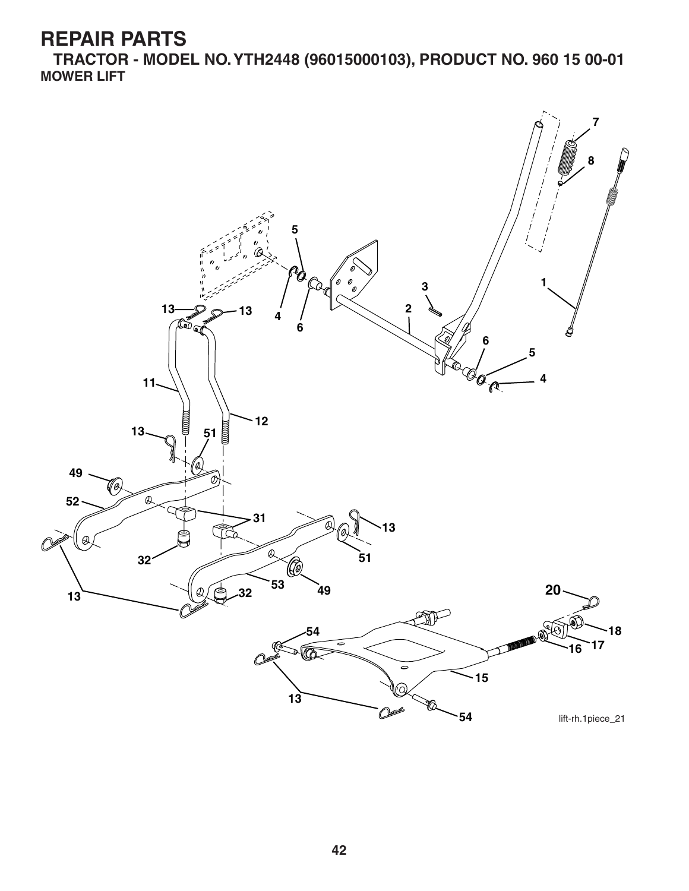# REPAIR PARTS

**TRACTOR - MODEL NO. YTH2448 (96015000103), PRODUCT NO. 960 15 00-01**

**MOWER LIFT**

1, 2, 3, 4, 5, 6, 7, 8, 11, 12, 13, 15, 16, 17, 18, 20, 31, 32, 49, 51, 52, 53, 54

lift-rh.1piece_21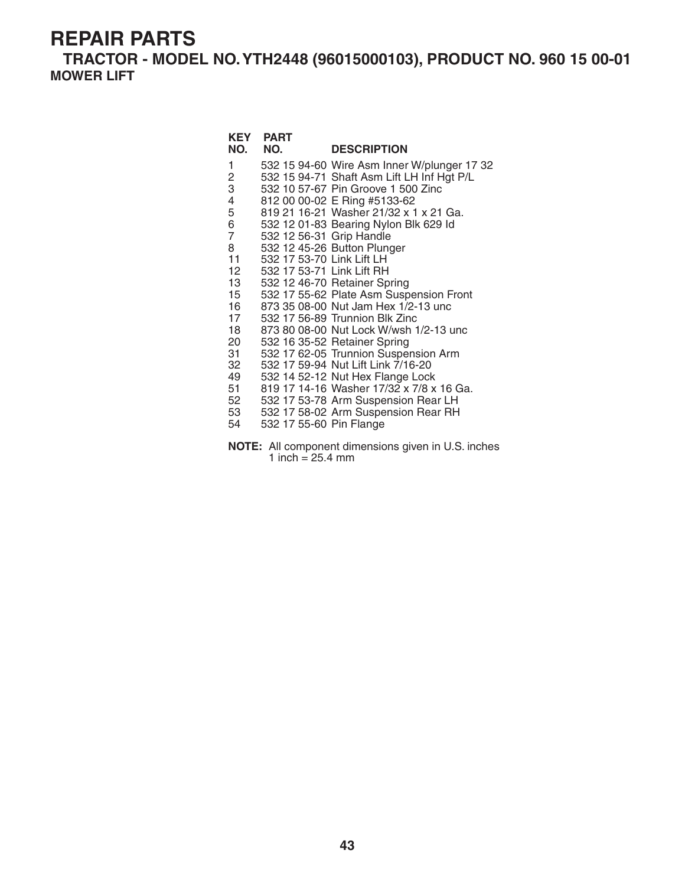# REPAIR PARTS

## TRACTOR - MODEL NO. YTH2448 (96015000103), PRODUCT NO. 960 15 00-01

### MOWER LIFT

| KEY NO. | PART NO. | DESCRIPTION |
|---|---|---|
| 1 | 532 15 94-60 | Wire Asm Inner W/plunger 17 32 |
| 2 | 532 15 94-71 | Shaft Asm Lift LH Inf Hgt P/L |
| 3 | 532 10 57-67 | Pin Groove 1 500 Zinc |
| 4 | 812 00 00-02 | E Ring #5133-62 |
| 5 | 819 21 16-21 | Washer 21/32 x 1 x 21 Ga. |
| 6 | 532 12 01-83 | Bearing Nylon Blk 629 Id |
| 7 | 532 12 56-31 | Grip Handle |
| 8 | 532 12 45-26 | Button Plunger |
| 11 | 532 17 53-70 | Link Lift LH |
| 12 | 532 17 53-71 | Link Lift RH |
| 13 | 532 12 46-70 | Retainer Spring |
| 15 | 532 17 55-62 | Plate Asm Suspension Front |
| 16 | 873 35 08-00 | Nut Jam Hex 1/2-13 unc |
| 17 | 532 17 56-89 | Trunnion Blk Zinc |
| 18 | 873 80 08-00 | Nut Lock W/wsh 1/2-13 unc |
| 20 | 532 16 35-52 | Retainer Spring |
| 31 | 532 17 62-05 | Trunnion Suspension Arm |
| 32 | 532 17 59-94 | Nut Lift Link 7/16-20 |
| 49 | 532 14 52-12 | Nut Hex Flange Lock |
| 51 | 819 17 14-16 | Washer 17/32 x 7/8 x 16 Ga. |
| 52 | 532 17 53-78 | Arm Suspension Rear LH |
| 53 | 532 17 58-02 | Arm Suspension Rear RH |
| 54 | 532 17 55-60 | Pin Flange |

**NOTE:** All component dimensions given in U.S. inches
1 inch = 25.4 mm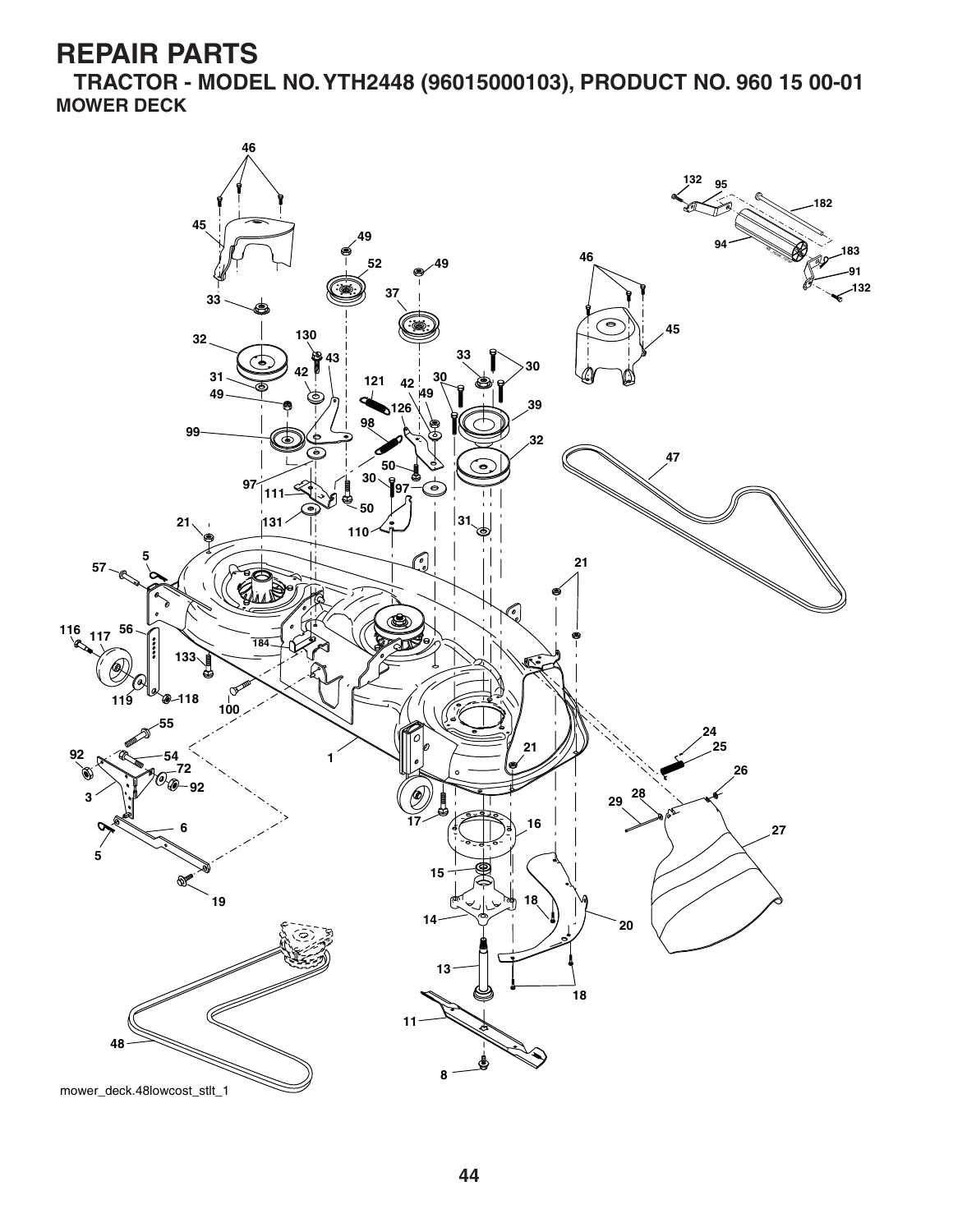# REPAIR PARTS

## TRACTOR - MODEL NO. YTH2448 (96015000103), PRODUCT NO. 960 15 00-01

### MOWER DECK

mower_deck.48lowcost_stlt_1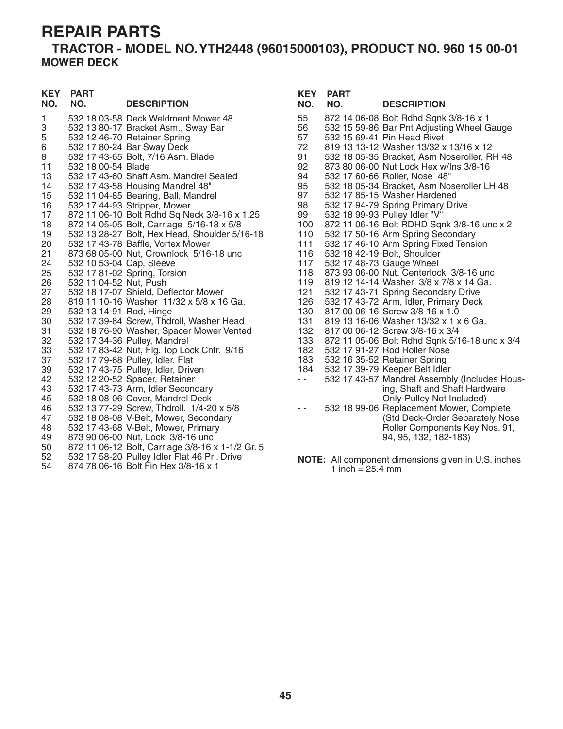# REPAIR PARTS

## TRACTOR - MODEL NO. YTH2448 (96015000103), PRODUCT NO. 960 15 00-01

### MOWER DECK

| KEY NO. | PART NO. | DESCRIPTION |
|---|---|---|
| 1 | 532 18 03-58 | Deck Weldment Mower 48 |
| 3 | 532 13 80-17 | Bracket Asm., Sway Bar |
| 5 | 532 12 46-70 | Retainer Spring |
| 6 | 532 17 80-24 | Bar Sway Deck |
| 8 | 532 17 43-65 | Bolt, 7/16 Asm. Blade |
| 11 | 532 18 00-54 | Blade |
| 13 | 532 17 43-60 | Shaft Asm. Mandrel Sealed |
| 14 | 532 17 43-58 | Housing Mandrel 48" |
| 15 | 532 11 04-85 | Bearing, Ball, Mandrel |
| 16 | 532 17 44-93 | Stripper, Mower |
| 17 | 872 11 06-10 | Bolt Rdhd Sq Neck 3/8-16 x 1.25 |
| 18 | 872 14 05-05 | Bolt, Carriage 5/16-18 x 5/8 |
| 19 | 532 13 28-27 | Bolt, Hex Head, Shoulder 5/16-18 |
| 20 | 532 17 43-78 | Baffle, Vortex Mower |
| 21 | 873 68 05-00 | Nut, Crownlock 5/16-18 unc |
| 24 | 532 10 53-04 | Cap, Sleeve |
| 25 | 532 17 81-02 | Spring, Torsion |
| 26 | 532 11 04-52 | Nut, Push |
| 27 | 532 18 17-07 | Shield, Deflector Mower |
| 28 | 819 11 10-16 | Washer 11/32 x 5/8 x 16 Ga. |
| 29 | 532 13 14-91 | Rod, Hinge |
| 30 | 532 17 39-84 | Screw, Thdroll, Washer Head |
| 31 | 532 18 76-90 | Washer, Spacer Mower Vented |
| 32 | 532 17 34-36 | Pulley, Mandrel |
| 33 | 532 17 83-42 | Nut, Flg. Top Lock Cntr. 9/16 |
| 37 | 532 17 79-68 | Pulley, Idler, Flat |
| 39 | 532 17 43-75 | Pulley, Idler, Driven |
| 42 | 532 12 20-52 | Spacer, Retainer |
| 43 | 532 17 43-73 | Arm, Idler Secondary |
| 45 | 532 18 08-06 | Cover, Mandrel Deck |
| 46 | 532 13 77-29 | Screw, Thdroll. 1/4-20 x 5/8 |
| 47 | 532 18 08-08 | V-Belt, Mower, Secondary |
| 48 | 532 17 43-68 | V-Belt, Mower, Primary |
| 49 | 873 90 06-00 | Nut, Lock 3/8-16 unc |
| 50 | 872 11 06-12 | Bolt, Carriage 3/8-16 x 1-1/2 Gr. 5 |
| 52 | 532 17 58-20 | Pulley Idler Flat 46 Pri. Drive |
| 54 | 874 78 06-16 | Bolt Fin Hex 3/8-16 x 1 |
| 55 | 872 14 06-08 | Bolt Rdhd Sqnk 3/8-16 x 1 |
| 56 | 532 15 59-86 | Bar Pnt Adjusting Wheel Gauge |
| 57 | 532 15 69-41 | Pin Head Rivet |
| 72 | 819 13 13-12 | Washer 13/32 x 13/16 x 12 |
| 91 | 532 18 05-35 | Bracket, Asm Noseroller, RH 48 |
| 92 | 873 80 06-00 | Nut Lock Hex w/Ins 3/8-16 |
| 94 | 532 17 60-66 | Roller, Nose 48" |
| 95 | 532 18 05-34 | Bracket, Asm Noseroller LH 48 |
| 97 | 532 17 85-15 | Washer Hardened |
| 98 | 532 17 94-79 | Spring Primary Drive |
| 99 | 532 18 99-93 | Pulley Idler "V" |
| 100 | 872 11 06-16 | Bolt RDHD Sqnk 3/8-16 unc x 2 |
| 110 | 532 17 50-16 | Arm Spring Secondary |
| 111 | 532 17 46-10 | Arm Spring Fixed Tension |
| 116 | 532 18 42-19 | Bolt, Shoulder |
| 117 | 532 17 48-73 | Gauge Wheel |
| 118 | 873 93 06-00 | Nut, Centerlock 3/8-16 unc |
| 119 | 819 12 14-14 | Washer 3/8 x 7/8 x 14 Ga. |
| 121 | 532 17 43-71 | Spring Secondary Drive |
| 126 | 532 17 43-72 | Arm, Idler, Primary Deck |
| 130 | 817 00 06-16 | Screw 3/8-16 x 1.0 |
| 131 | 819 13 16-06 | Washer 13/32 x 1 x 6 Ga. |
| 132 | 817 00 06-12 | Screw 3/8-16 x 3/4 |
| 133 | 872 11 05-06 | Bolt Rdhd Sqnk 5/16-18 unc x 3/4 |
| 182 | 532 17 91-27 | Rod Roller Nose |
| 183 | 532 16 35-52 | Retainer Spring |
| 184 | 532 17 39-79 | Keeper Belt Idler |
| - - | 532 17 43-57 | Mandrel Assembly (Includes Housing, Shaft and Shaft Hardware Only-Pulley Not Included) |
| - - | 532 18 99-06 | Replacement Mower, Complete (Std Deck-Order Separately Nose Roller Components Key Nos. 91, 94, 95, 132, 182-183) |

**NOTE:** All component dimensions given in U.S. inches
1 inch = 25.4 mm